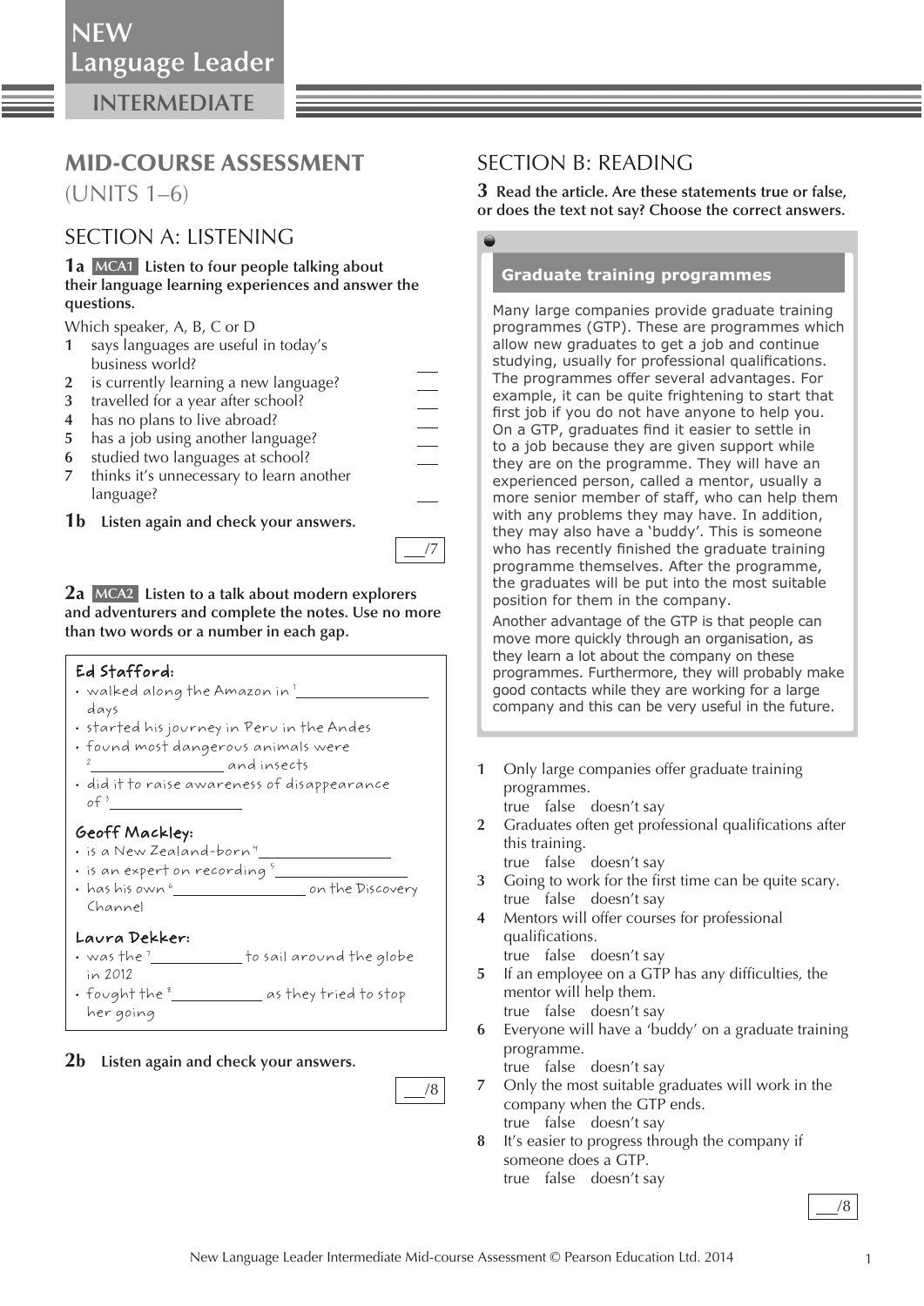# NEW Language Leader

## INTERMEDIATE

## MID-COURSE ASSESSMENT (UNITS 1–6)

## SECTION A: LISTENING

**1a** MCA1 **Listen to four people talking about their language learning experiences and answer the questions.**

Which speaker, A, B, C or D

1. says languages are useful in today's business world? ___
2. is currently learning a new language? ___
3. travelled for a year after school? ___
4. has no plans to live abroad? ___
5. has a job using another language? ___
6. studied two languages at school? ___
7. thinks it's unnecessary to learn another language? ___

**1b** **Listen again and check your answers.**

___/7

**2a** MCA2 **Listen to a talk about modern explorers and adventurers and complete the notes. Use no more than two words or a number in each gap.**

**Ed Stafford:**
- walked along the Amazon in [1] ________________ days
- started his journey in Peru in the Andes
- found most dangerous animals were [2] ________________ and insects
- did it to raise awareness of disappearance of [3] ________________

**Geoff Mackley:**
- is a New Zealand-born [4] ________________
- is an expert on recording [5] ________________
- has his own [6] ________________ on the Discovery Channel

**Laura Dekker:**
- was the [7] ____________ to sail around the globe in 2012
- fought the [8] ____________ as they tried to stop her going

**2b** **Listen again and check your answers.**

___/8

## SECTION B: READING

**3** **Read the article. Are these statements true or false, or does the text not say? Choose the correct answers.**

### Graduate training programmes

Many large companies provide graduate training programmes (GTP). These are programmes which allow new graduates to get a job and continue studying, usually for professional qualifications. The programmes offer several advantages. For example, it can be quite frightening to start that first job if you do not have anyone to help you. On a GTP, graduates find it easier to settle in to a job because they are given support while they are on the programme. They will have an experienced person, called a mentor, usually a more senior member of staff, who can help them with any problems they may have. In addition, they may also have a 'buddy'. This is someone who has recently finished the graduate training programme themselves. After the programme, the graduates will be put into the most suitable position for them in the company.

Another advantage of the GTP is that people can move more quickly through an organisation, as they learn a lot about the company on these programmes. Furthermore, they will probably make good contacts while they are working for a large company and this can be very useful in the future.

1. Only large companies offer graduate training programmes.
   true false doesn't say
2. Graduates often get professional qualifications after this training.
   true false doesn't say
3. Going to work for the first time can be quite scary.
   true false doesn't say
4. Mentors will offer courses for professional qualifications.
   true false doesn't say
5. If an employee on a GTP has any difficulties, the mentor will help them.
   true false doesn't say
6. Everyone will have a 'buddy' on a graduate training programme.
   true false doesn't say
7. Only the most suitable graduates will work in the company when the GTP ends.
   true false doesn't say
8. It's easier to progress through the company if someone does a GTP.
   true false doesn't say

___/8

New Language Leader Intermediate Mid-course Assessment © Pearson Education Ltd. 2014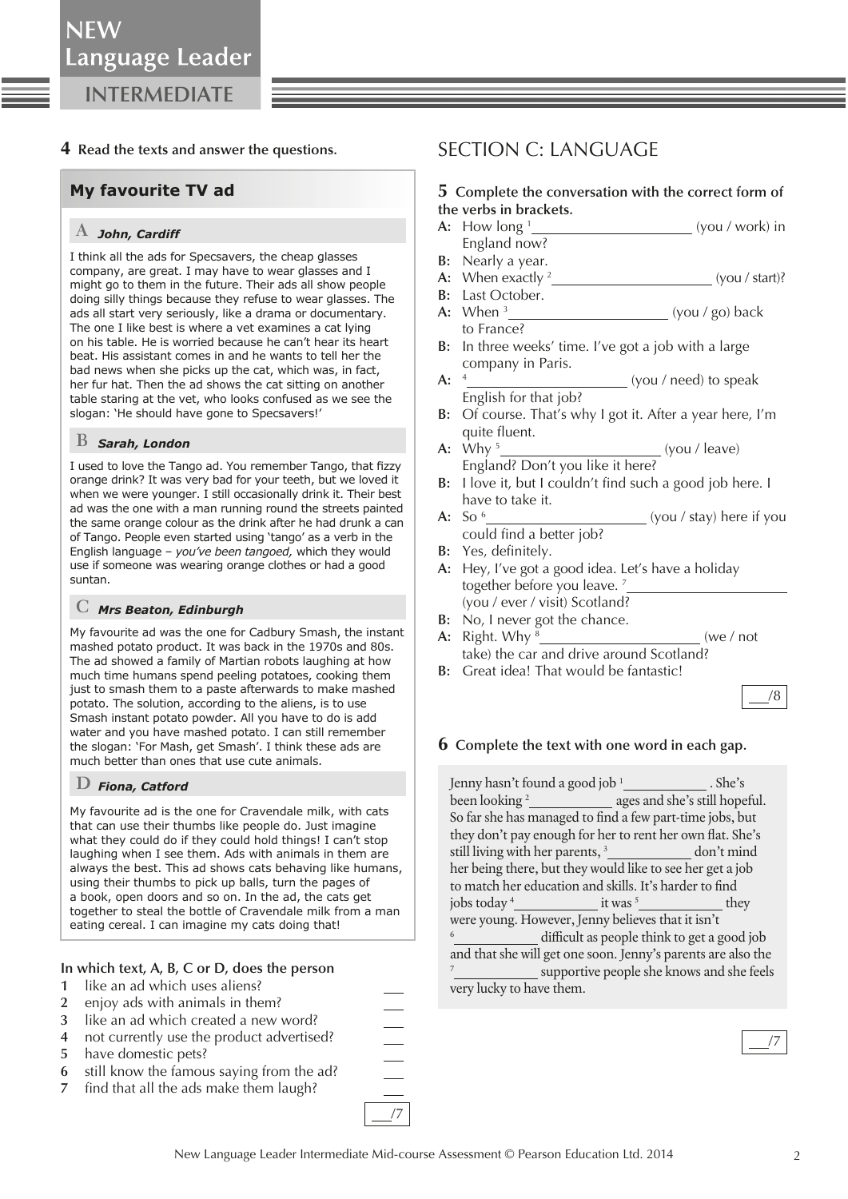## 4 Read the texts and answer the questions.

### My favourite TV ad

**A** ***John, Cardiff***

I think all the ads for Specsavers, the cheap glasses company, are great. I may have to wear glasses and I might go to them in the future. Their ads all show people doing silly things because they refuse to wear glasses. The ads all start very seriously, like a drama or documentary. The one I like best is where a vet examines a cat lying on his table. He is worried because he can't hear its heart beat. His assistant comes in and he wants to tell her the bad news when she picks up the cat, which was, in fact, her fur hat. Then the ad shows the cat sitting on another table staring at the vet, who looks confused as we see the slogan: 'He should have gone to Specsavers!'

**B** ***Sarah, London***

I used to love the Tango ad. You remember Tango, that fizzy orange drink? It was very bad for your teeth, but we loved it when we were younger. I still occasionally drink it. Their best ad was the one with a man running round the streets painted the same orange colour as the drink after he had drunk a can of Tango. People even started using 'tango' as a verb in the English language – *you've been tangoed,* which they would use if someone was wearing orange clothes or had a good suntan.

**C** ***Mrs Beaton, Edinburgh***

My favourite ad was the one for Cadbury Smash, the instant mashed potato product. It was back in the 1970s and 80s. The ad showed a family of Martian robots laughing at how much time humans spend peeling potatoes, cooking them just to smash them to a paste afterwards to make mashed potato. The solution, according to the aliens, is to use Smash instant potato powder. All you have to do is add water and you have mashed potato. I can still remember the slogan: 'For Mash, get Smash'. I think these ads are much better than ones that use cute animals.

**D** ***Fiona, Catford***

My favourite ad is the one for Cravendale milk, with cats that can use their thumbs like people do. Just imagine what they could do if they could hold things! I can't stop laughing when I see them. Ads with animals in them are always the best. This ad shows cats behaving like humans, using their thumbs to pick up balls, turn the pages of a book, open doors and so on. In the ad, the cats get together to steal the bottle of Cravendale milk from a man eating cereal. I can imagine my cats doing that!

**In which text, A, B, C or D, does the person**

1 like an ad which uses aliens? ___
2 enjoy ads with animals in them? ___
3 like an ad which created a new word? ___
4 not currently use the product advertised? ___
5 have domestic pets? ___
6 still know the famous saying from the ad? ___
7 find that all the ads make them laugh? ___

___/7

## SECTION C: LANGUAGE

## 5 Complete the conversation with the correct form of the verbs in brackets.

**A:** How long [1] ____________________ (you / work) in England now?
**B:** Nearly a year.
**A:** When exactly [2] ____________________ (you / start)?
**B:** Last October.
**A:** When [3] ____________________ (you / go) back to France?
**B:** In three weeks' time. I've got a job with a large company in Paris.
**A:** [4] ____________________ (you / need) to speak English for that job?
**B:** Of course. That's why I got it. After a year here, I'm quite fluent.
**A:** Why [5] ____________________ (you / leave) England? Don't you like it here?
**B:** I love it, but I couldn't find such a good job here. I have to take it.
**A:** So [6] ____________________ (you / stay) here if you could find a better job?
**B:** Yes, definitely.
**A:** Hey, I've got a good idea. Let's have a holiday together before you leave. [7] ____________________ (you / ever / visit) Scotland?
**B:** No, I never got the chance.
**A:** Right. Why [8] ____________________ (we / not take) the car and drive around Scotland?
**B:** Great idea! That would be fantastic!

___/8

## 6 Complete the text with one word in each gap.

Jenny hasn't found a good job [1] __________ . She's been looking [2] __________ ages and she's still hopeful. So far she has managed to find a few part-time jobs, but they don't pay enough for her to rent her own flat. She's still living with her parents, [3] __________ don't mind her being there, but they would like to see her get a job to match her education and skills. It's harder to find jobs today [4] __________ it was [5] __________ they were young. However, Jenny believes that it isn't [6] __________ difficult as people think to get a good job and that she will get one soon. Jenny's parents are also the [7] __________ supportive people she knows and she feels very lucky to have them.

___/7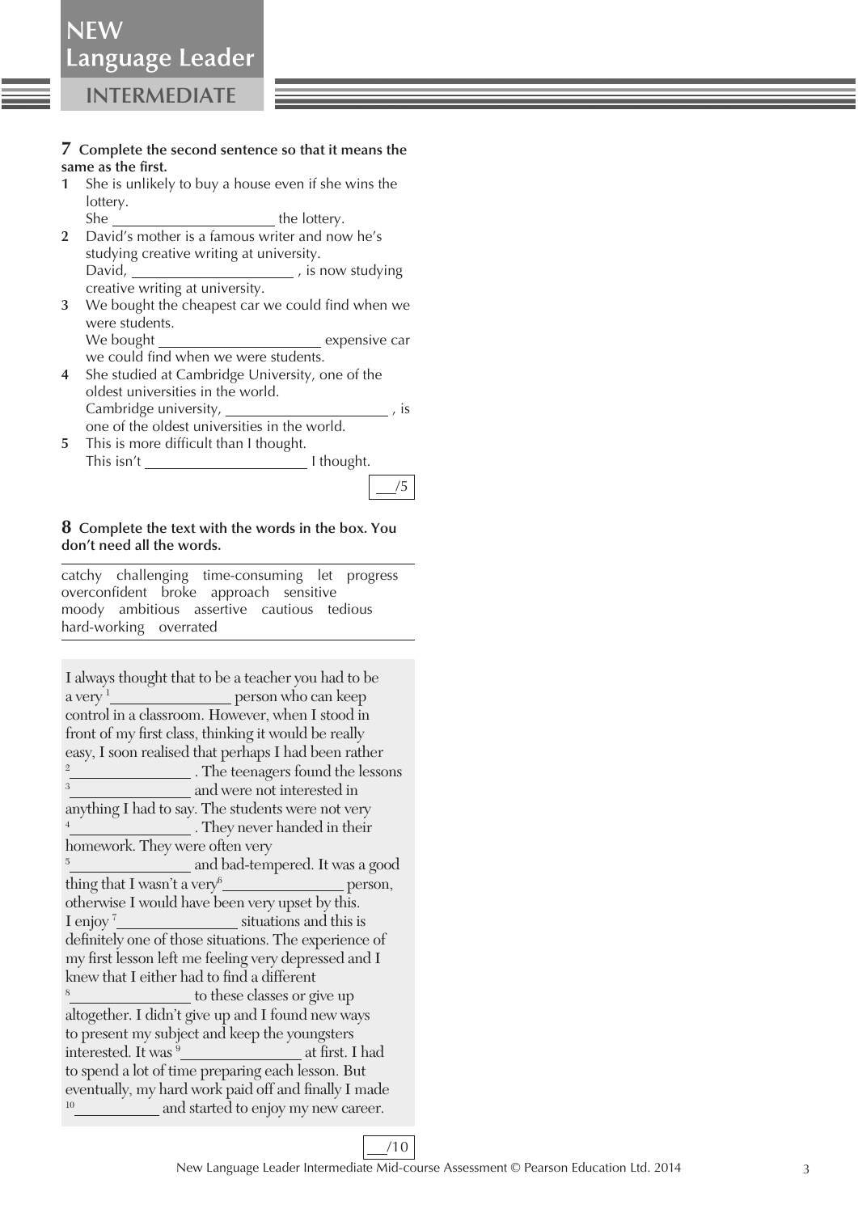## 7 Complete the second sentence so that it means the same as the first.

1. She is unlikely to buy a house even if she wins the lottery.
   She ____________________ the lottery.
2. David's mother is a famous writer and now he's studying creative writing at university.
   David, ____________________ , is now studying creative writing at university.
3. We bought the cheapest car we could find when we were students.
   We bought ____________________ expensive car we could find when we were students.
4. She studied at Cambridge University, one of the oldest universities in the world.
   Cambridge university, ____________________ , is one of the oldest universities in the world.
5. This is more difficult than I thought.
   This isn't ____________________ I thought.

___/5

## 8 Complete the text with the words in the box. You don't need all the words.

catchy challenging time-consuming let progress overconfident broke approach sensitive moody ambitious assertive cautious tedious hard-working overrated

I always thought that to be a teacher you had to be a very [1]______________ person who can keep control in a classroom. However, when I stood in front of my first class, thinking it would be really easy, I soon realised that perhaps I had been rather [2]______________ . The teenagers found the lessons [3]______________ and were not interested in anything I had to say. The students were not very [4]______________ . They never handed in their homework. They were often very [5]______________ and bad-tempered. It was a good thing that I wasn't a very[6]______________ person, otherwise I would have been very upset by this. I enjoy [7]______________ situations and this is definitely one of those situations. The experience of my first lesson left me feeling very depressed and I knew that I either had to find a different [8]______________ to these classes or give up altogether. I didn't give up and I found new ways to present my subject and keep the youngsters interested. It was [9]______________ at first. I had to spend a lot of time preparing each lesson. But eventually, my hard work paid off and finally I made [10]__________ and started to enjoy my new career.

___/10

New Language Leader Intermediate Mid-course Assessment © Pearson Education Ltd. 2014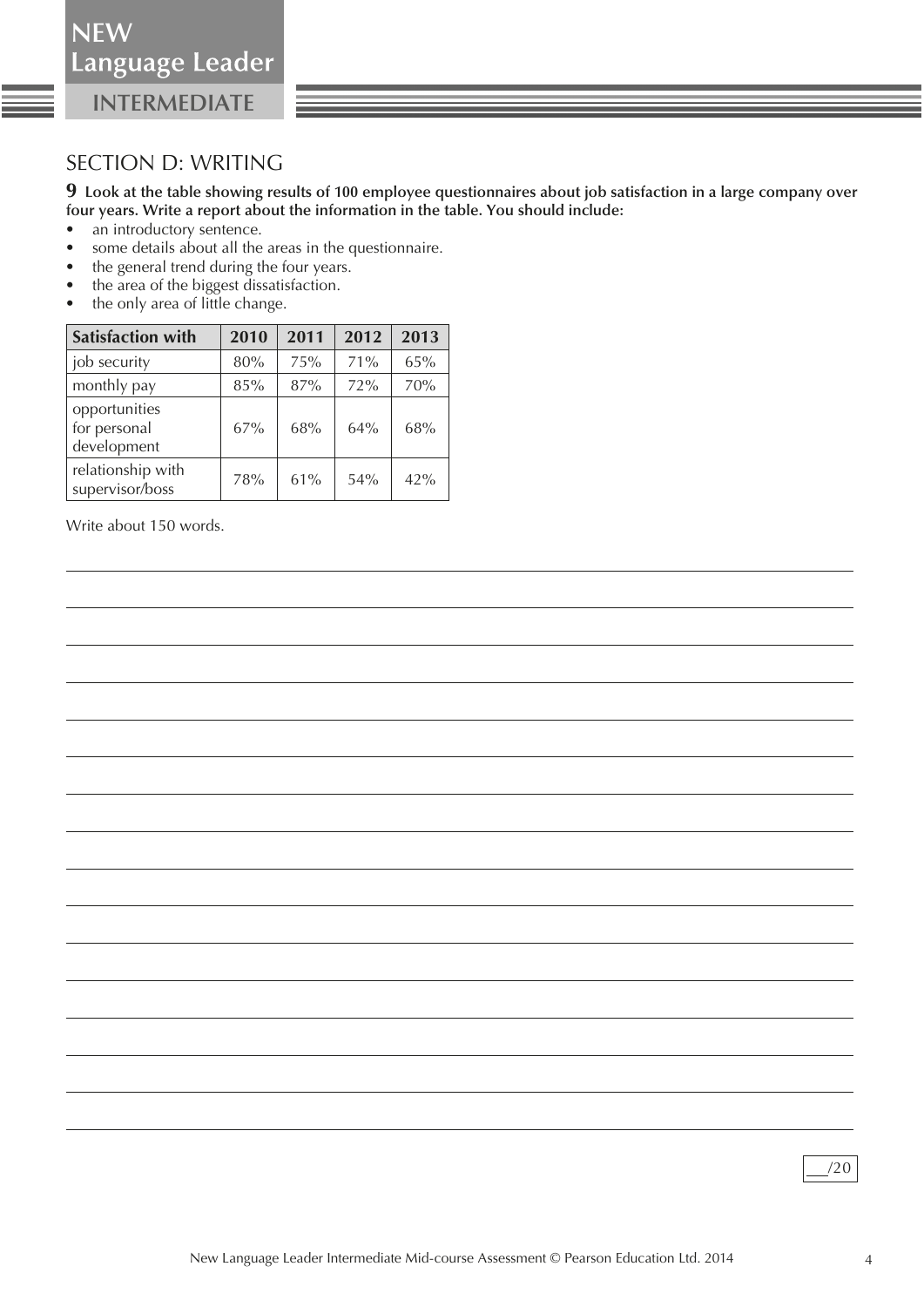## SECTION D: WRITING

**9 Look at the table showing results of 100 employee questionnaires about job satisfaction in a large company over four years. Write a report about the information in the table. You should include:**

- an introductory sentence.
- some details about all the areas in the questionnaire.
- the general trend during the four years.
- the area of the biggest dissatisfaction.
- the only area of little change.

| Satisfaction with | 2010 | 2011 | 2012 | 2013 |
|---|---|---|---|---|
| job security | 80% | 75% | 71% | 65% |
| monthly pay | 85% | 87% | 72% | 70% |
| opportunities for personal development | 67% | 68% | 64% | 68% |
| relationship with supervisor/boss | 78% | 61% | 54% | 42% |

Write about 150 words.

___/20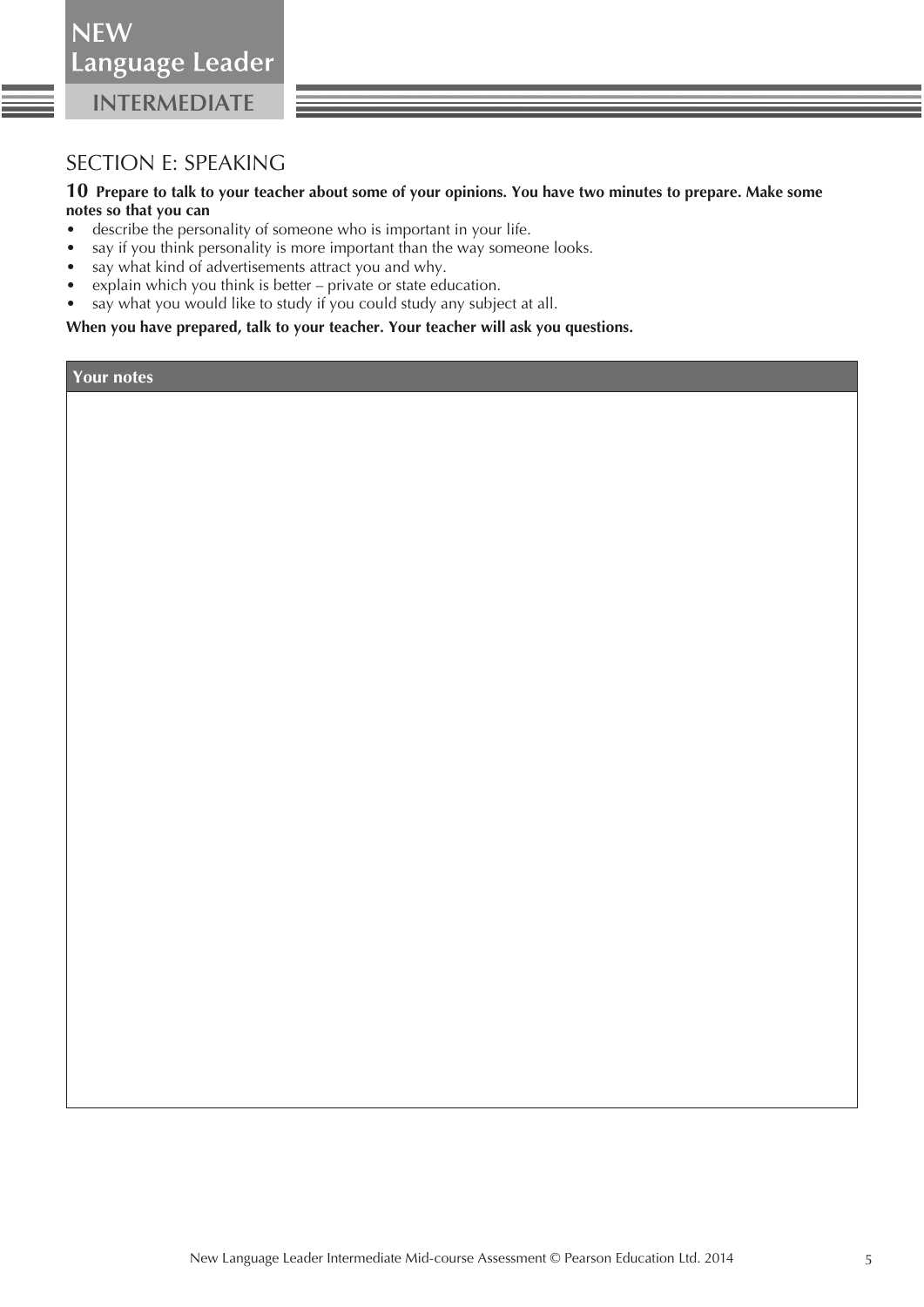## SECTION E: SPEAKING

**10** **Prepare to talk to your teacher about some of your opinions. You have two minutes to prepare. Make some notes so that you can**

- describe the personality of someone who is important in your life.
- say if you think personality is more important than the way someone looks.
- say what kind of advertisements attract you and why.
- explain which you think is better – private or state education.
- say what you would like to study if you could study any subject at all.

**When you have prepared, talk to your teacher. Your teacher will ask you questions.**

| Your notes |
| --- |
| |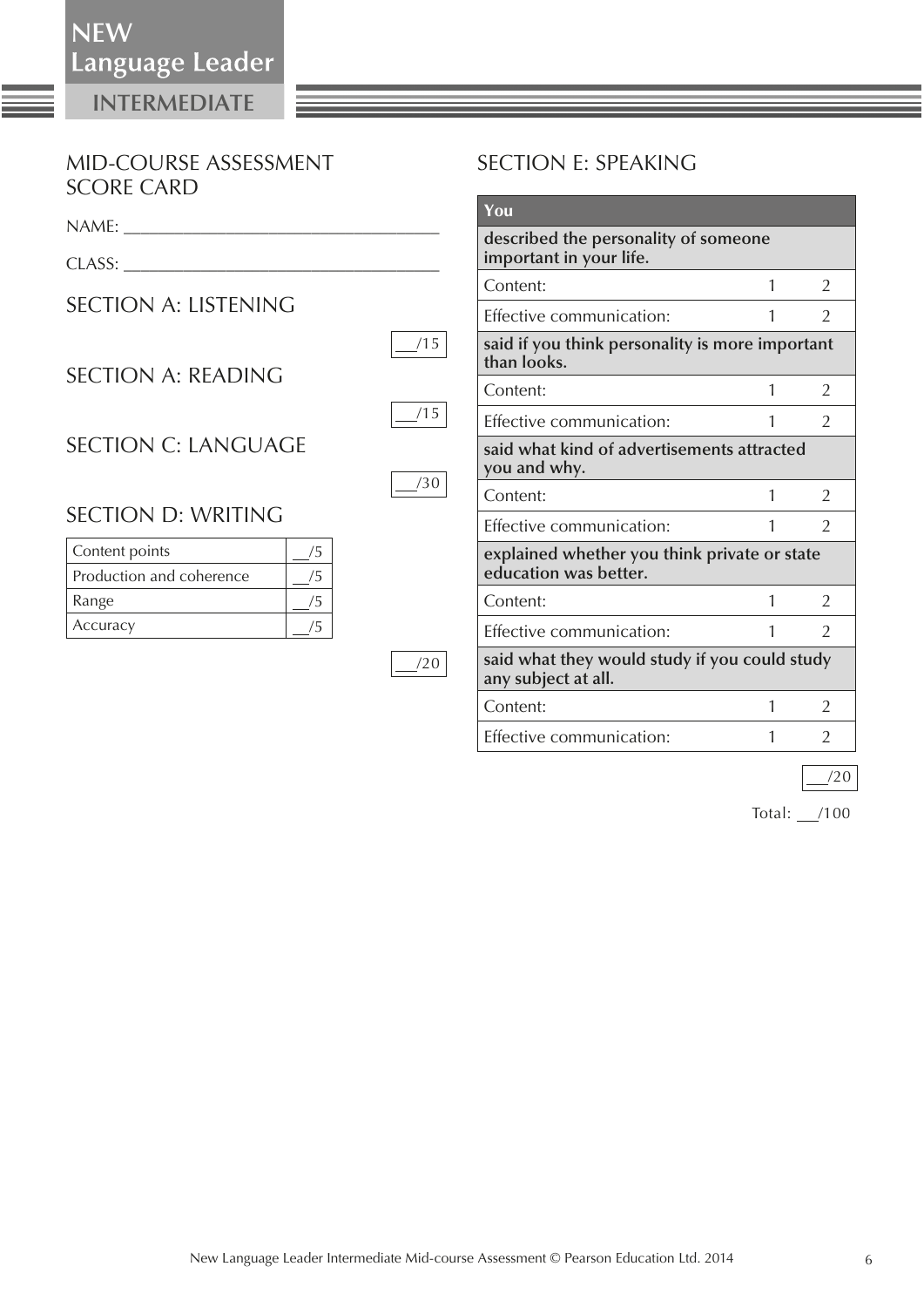# MID-COURSE ASSESSMENT SCORE CARD

NAME: ____________________________________

CLASS: ____________________________________

## SECTION A: LISTENING

___/15

## SECTION A: READING

___/15

## SECTION C: LANGUAGE

___/30

## SECTION D: WRITING

| | |
|---|---|
| Content points | __/5 |
| Production and coherence | __/5 |
| Range | __/5 |
| Accuracy | __/5 |

___/20

## SECTION E: SPEAKING

| **You** | | |
|---|---|---|
| **described the personality of someone important in your life.** | | |
| Content: | 1 | 2 |
| Effective communication: | 1 | 2 |
| **said if you think personality is more important than looks.** | | |
| Content: | 1 | 2 |
| Effective communication: | 1 | 2 |
| **said what kind of advertisements attracted you and why.** | | |
| Content: | 1 | 2 |
| Effective communication: | 1 | 2 |
| **explained whether you think private or state education was better.** | | |
| Content: | 1 | 2 |
| Effective communication: | 1 | 2 |
| **said what they would study if you could study any subject at all.** | | |
| Content: | 1 | 2 |
| Effective communication: | 1 | 2 |

___/20

Total: ___/100